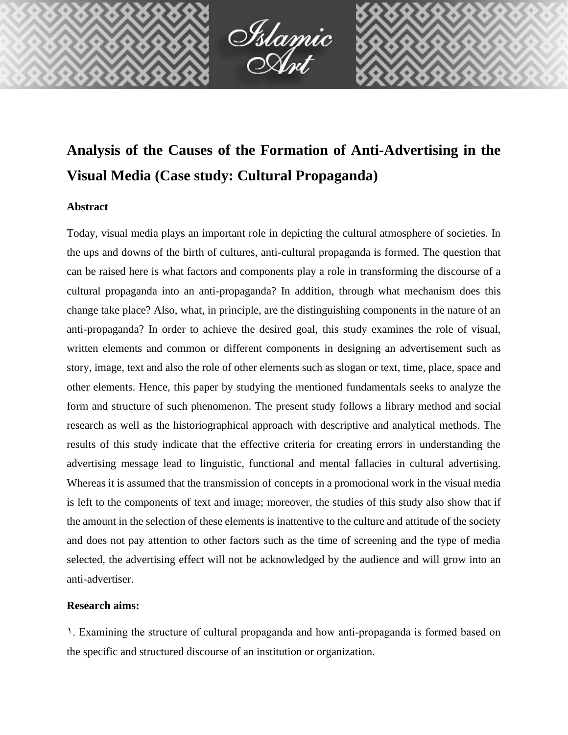# Analysis of the Causes of the Formation of Anti-Advertising in the Visual Media (Case study: Cultural Propaganda)

### Abstract

Today, visual media plays an important role in depicting the cultural atmosphere of societies. In the ups and downs of the birth of cultures, anti-cultural propaganda is formed. The question that can be raised here is what factors and components play a role in transforming the discourse of a cultural propaganda into an anti-propaganda? In addition, through what mechanism does this change take place? Also, what, in principle, are the distinguishing components in the nature of an anti-propaganda? In order to achieve the desired goal, this study examines the role of visual, written elements and common or different components in designing an advertisement such as story, image, text and also the role of other elements such as slogan or text, time, place, space and other elements. Hence, this paper by studying the mentioned fundamentals seeks to analyze the form and structure of such phenomenon. The present study follows a library method and social research as well as the historiographical approach with descriptive and analytical methods. The results of this study indicate that the effective criteria for creating errors in understanding the advertising message lead to linguistic, functional and mental fallacies in cultural advertising. Whereas it is assumed that the transmission of concepts in a promotional work in the visual media is left to the components of text and image; moreover, the studies of this study also show that if the amount in the selection of these elements is inattentive to the culture and attitude of the society and does not pay attention to other factors such as the time of screening and the type of media selected, the advertising effect will not be acknowledged by the audience and will grow into an anti-advertiser.

### Research aims:

١. Examining the structure of cultural propaganda and how anti-propaganda is formed based on the specific and structured discourse of an institution or organization.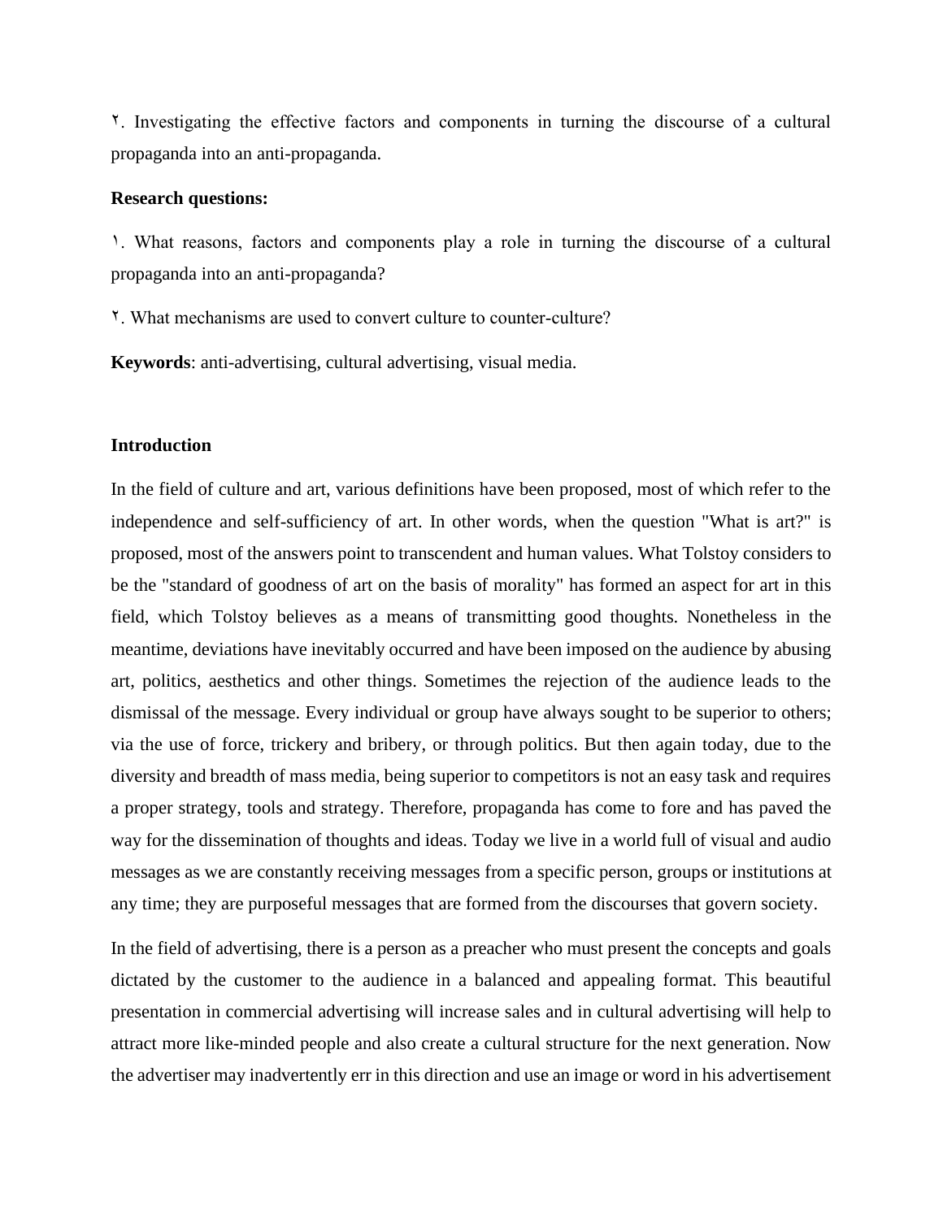۲. Investigating the effective factors and components in turning the discourse of a cultural propaganda into an anti-propaganda.

**Research questions:**

۱. What reasons, factors and components play a role in turning the discourse of a cultural propaganda into an anti-propaganda?

۲. What mechanisms are used to convert culture to counter-culture?

**Keywords**: anti-advertising, cultural advertising, visual media.

**Introduction**

In the field of culture and art, various definitions have been proposed, most of which refer to the independence and self-sufficiency of art. In other words, when the question "What is art?" is proposed, most of the answers point to transcendent and human values. What Tolstoy considers to be the "standard of goodness of art on the basis of morality" has formed an aspect for art in this field, which Tolstoy believes as a means of transmitting good thoughts. Nonetheless in the meantime, deviations have inevitably occurred and have been imposed on the audience by abusing art, politics, aesthetics and other things. Sometimes the rejection of the audience leads to the dismissal of the message. Every individual or group have always sought to be superior to others; via the use of force, trickery and bribery, or through politics. But then again today, due to the diversity and breadth of mass media, being superior to competitors is not an easy task and requires a proper strategy, tools and strategy. Therefore, propaganda has come to fore and has paved the way for the dissemination of thoughts and ideas. Today we live in a world full of visual and audio messages as we are constantly receiving messages from a specific person, groups or institutions at any time; they are purposeful messages that are formed from the discourses that govern society.

In the field of advertising, there is a person as a preacher who must present the concepts and goals dictated by the customer to the audience in a balanced and appealing format. This beautiful presentation in commercial advertising will increase sales and in cultural advertising will help to attract more like-minded people and also create a cultural structure for the next generation. Now the advertiser may inadvertently err in this direction and use an image or word in his advertisement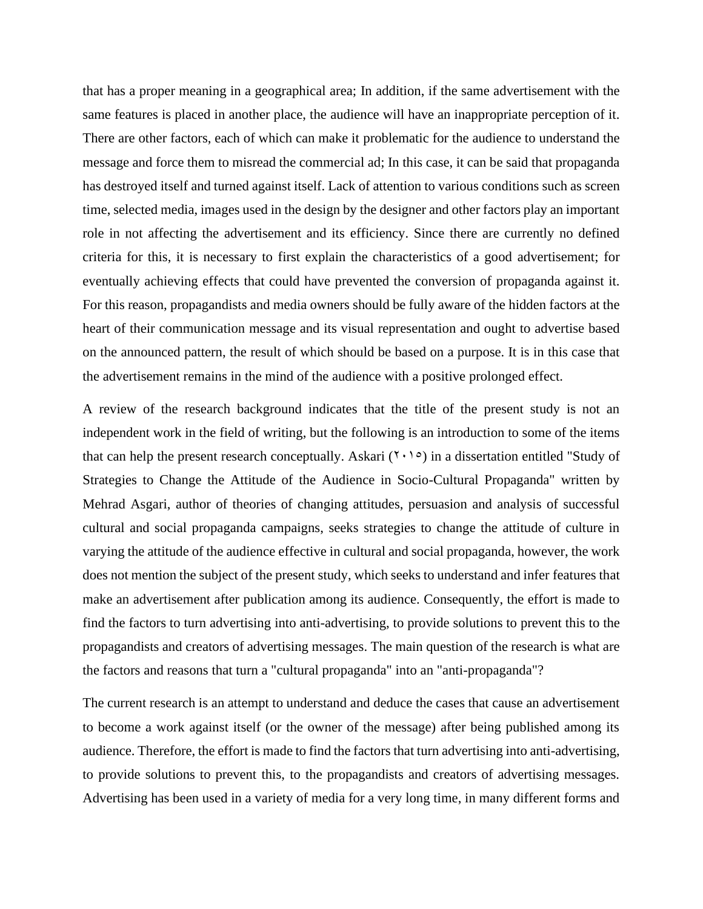that has a proper meaning in a geographical area; In addition, if the same advertisement with the same features is placed in another place, the audience will have an inappropriate perception of it. There are other factors, each of which can make it problematic for the audience to understand the message and force them to misread the commercial ad; In this case, it can be said that propaganda has destroyed itself and turned against itself. Lack of attention to various conditions such as screen time, selected media, images used in the design by the designer and other factors play an important role in not affecting the advertisement and its efficiency. Since there are currently no defined criteria for this, it is necessary to first explain the characteristics of a good advertisement; for eventually achieving effects that could have prevented the conversion of propaganda against it. For this reason, propagandists and media owners should be fully aware of the hidden factors at the heart of their communication message and its visual representation and ought to advertise based on the announced pattern, the result of which should be based on a purpose. It is in this case that the advertisement remains in the mind of the audience with a positive prolonged effect.

A review of the research background indicates that the title of the present study is not an independent work in the field of writing, but the following is an introduction to some of the items that can help the present research conceptually. Askari (۲۰۱۵) in a dissertation entitled "Study of Strategies to Change the Attitude of the Audience in Socio-Cultural Propaganda" written by Mehrad Asgari, author of theories of changing attitudes, persuasion and analysis of successful cultural and social propaganda campaigns, seeks strategies to change the attitude of culture in varying the attitude of the audience effective in cultural and social propaganda, however, the work does not mention the subject of the present study, which seeks to understand and infer features that make an advertisement after publication among its audience. Consequently, the effort is made to find the factors to turn advertising into anti-advertising, to provide solutions to prevent this to the propagandists and creators of advertising messages. The main question of the research is what are the factors and reasons that turn a "cultural propaganda" into an "anti-propaganda"?

The current research is an attempt to understand and deduce the cases that cause an advertisement to become a work against itself (or the owner of the message) after being published among its audience. Therefore, the effort is made to find the factors that turn advertising into anti-advertising, to provide solutions to prevent this, to the propagandists and creators of advertising messages. Advertising has been used in a variety of media for a very long time, in many different forms and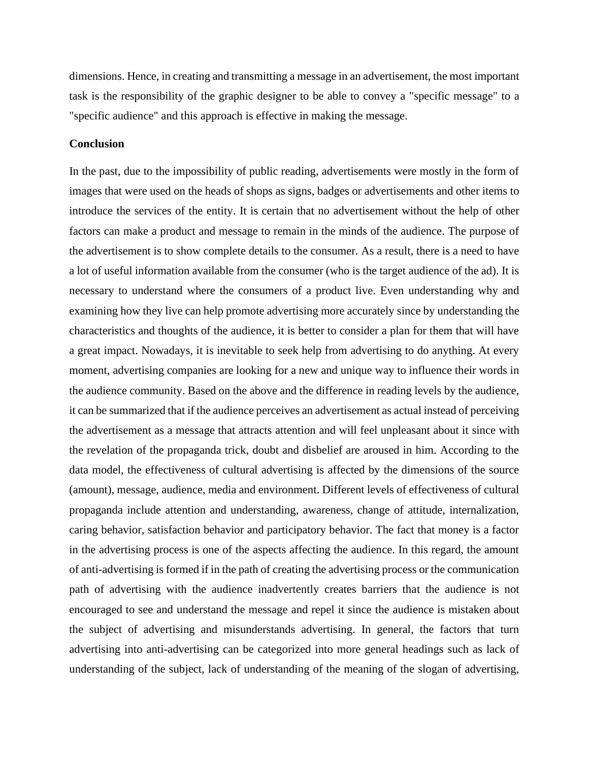dimensions. Hence, in creating and transmitting a message in an advertisement, the most important task is the responsibility of the graphic designer to be able to convey a "specific message" to a "specific audience" and this approach is effective in making the message.

**Conclusion**

In the past, due to the impossibility of public reading, advertisements were mostly in the form of images that were used on the heads of shops as signs, badges or advertisements and other items to introduce the services of the entity. It is certain that no advertisement without the help of other factors can make a product and message to remain in the minds of the audience. The purpose of the advertisement is to show complete details to the consumer. As a result, there is a need to have a lot of useful information available from the consumer (who is the target audience of the ad). It is necessary to understand where the consumers of a product live. Even understanding why and examining how they live can help promote advertising more accurately since by understanding the characteristics and thoughts of the audience, it is better to consider a plan for them that will have a great impact. Nowadays, it is inevitable to seek help from advertising to do anything. At every moment, advertising companies are looking for a new and unique way to influence their words in the audience community. Based on the above and the difference in reading levels by the audience, it can be summarized that if the audience perceives an advertisement as actual instead of perceiving the advertisement as a message that attracts attention and will feel unpleasant about it since with the revelation of the propaganda trick, doubt and disbelief are aroused in him. According to the data model, the effectiveness of cultural advertising is affected by the dimensions of the source (amount), message, audience, media and environment. Different levels of effectiveness of cultural propaganda include attention and understanding, awareness, change of attitude, internalization, caring behavior, satisfaction behavior and participatory behavior. The fact that money is a factor in the advertising process is one of the aspects affecting the audience. In this regard, the amount of anti-advertising is formed if in the path of creating the advertising process or the communication path of advertising with the audience inadvertently creates barriers that the audience is not encouraged to see and understand the message and repel it since the audience is mistaken about the subject of advertising and misunderstands advertising. In general, the factors that turn advertising into anti-advertising can be categorized into more general headings such as lack of understanding of the subject, lack of understanding of the meaning of the slogan of advertising,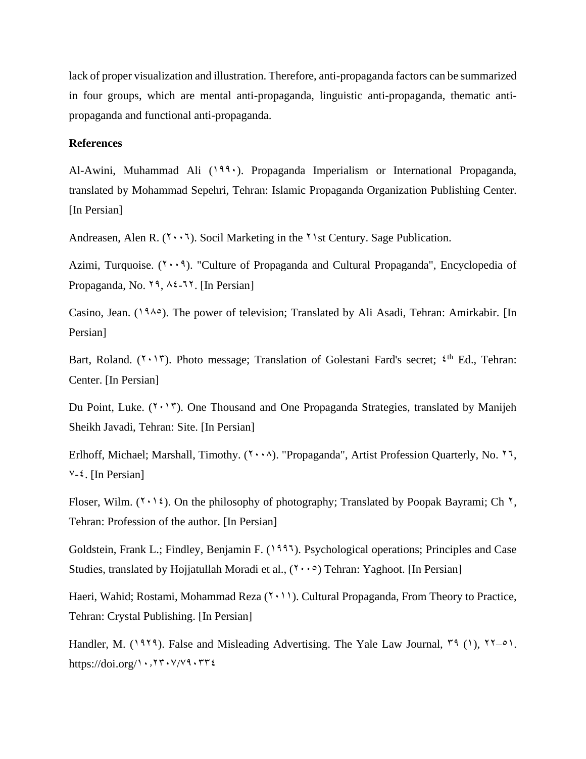lack of proper visualization and illustration. Therefore, anti-propaganda factors can be summarized in four groups, which are mental anti-propaganda, linguistic anti-propaganda, thematic anti-propaganda and functional anti-propaganda.

**References**

Al-Awini, Muhammad Ali (١٩٩٠). Propaganda Imperialism or International Propaganda, translated by Mohammad Sepehri, Tehran: Islamic Propaganda Organization Publishing Center. [In Persian]

Andreasen, Alen R. (٢٠٠٦). Socil Marketing in the ٢١st Century. Sage Publication.

Azimi, Turquoise. (٢٠٠٩). "Culture of Propaganda and Cultural Propaganda", Encyclopedia of Propaganda, No. ٢٩, ٨٤-٦٢. [In Persian]

Casino, Jean. (١٩٨٥). The power of television; Translated by Ali Asadi, Tehran: Amirkabir. [In Persian]

Bart, Roland. (٢٠١٣). Photo message; Translation of Golestani Fard's secret; ٤th Ed., Tehran: Center. [In Persian]

Du Point, Luke. (٢٠١٣). One Thousand and One Propaganda Strategies, translated by Manijeh Sheikh Javadi, Tehran: Site. [In Persian]

Erlhoff, Michael; Marshall, Timothy. (٢٠٠٨). "Propaganda", Artist Profession Quarterly, No. ٢٦, ٧-٤. [In Persian]

Floser, Wilm. (٢٠١٤). On the philosophy of photography; Translated by Poopak Bayrami; Ch ٢, Tehran: Profession of the author. [In Persian]

Goldstein, Frank L.; Findley, Benjamin F. (١٩٩٦). Psychological operations; Principles and Case Studies, translated by Hojjatullah Moradi et al., (٢٠٠٥) Tehran: Yaghoot. [In Persian]

Haeri, Wahid; Rostami, Mohammad Reza (٢٠١١). Cultural Propaganda, From Theory to Practice, Tehran: Crystal Publishing. [In Persian]

Handler, M. (١٩٢٩). False and Misleading Advertising. The Yale Law Journal, ٣٩ (١), ٢٢–٥١. https://doi.org/١٠,٢٣٠٧/٧٩٠٣٣٤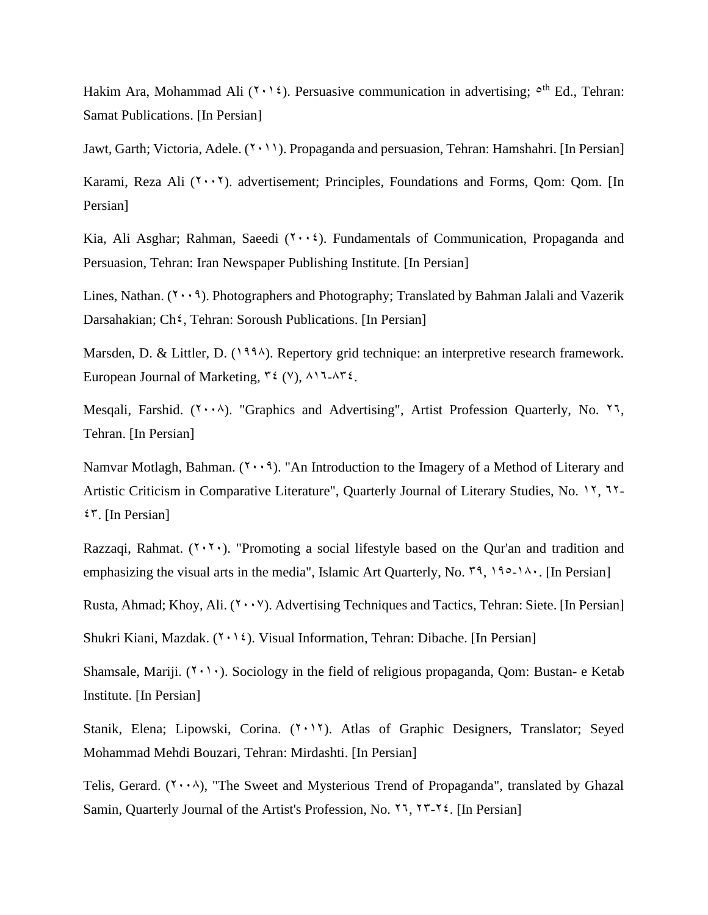Hakim Ara, Mohammad Ali (٢٠١٤). Persuasive communication in advertising; ٥th Ed., Tehran: Samat Publications. [In Persian]

Jawt, Garth; Victoria, Adele. (٢٠١١). Propaganda and persuasion, Tehran: Hamshahri. [In Persian]

Karami, Reza Ali (٢٠٠٢). advertisement; Principles, Foundations and Forms, Qom: Qom. [In Persian]

Kia, Ali Asghar; Rahman, Saeedi (٢٠٠٤). Fundamentals of Communication, Propaganda and Persuasion, Tehran: Iran Newspaper Publishing Institute. [In Persian]

Lines, Nathan. (٢٠٠٩). Photographers and Photography; Translated by Bahman Jalali and Vazerik Darsahakian; Ch٤, Tehran: Soroush Publications. [In Persian]

Marsden, D. & Littler, D. (١٩٩٨). Repertory grid technique: an interpretive research framework. European Journal of Marketing, ٣٤ (٧), ٨١٦-٨٣٤.

Mesqali, Farshid. (٢٠٠٨). "Graphics and Advertising", Artist Profession Quarterly, No. ٢٦, Tehran. [In Persian]

Namvar Motlagh, Bahman. (٢٠٠٩). "An Introduction to the Imagery of a Method of Literary and Artistic Criticism in Comparative Literature", Quarterly Journal of Literary Studies, No. ١٢, ٦٢-٤٣. [In Persian]

Razzaqi, Rahmat. (٢٠٢٠). "Promoting a social lifestyle based on the Qur'an and tradition and emphasizing the visual arts in the media", Islamic Art Quarterly, No. ٣٩, ١٩٥-١٨٠. [In Persian]

Rusta, Ahmad; Khoy, Ali. (٢٠٠٧). Advertising Techniques and Tactics, Tehran: Siete. [In Persian]

Shukri Kiani, Mazdak. (٢٠١٤). Visual Information, Tehran: Dibache. [In Persian]

Shamsale, Mariji. (٢٠١٠). Sociology in the field of religious propaganda, Qom: Bustan- e Ketab Institute. [In Persian]

Stanik, Elena; Lipowski, Corina. (٢٠١٢). Atlas of Graphic Designers, Translator; Seyed Mohammad Mehdi Bouzari, Tehran: Mirdashti. [In Persian]

Telis, Gerard. (٢٠٠٨), "The Sweet and Mysterious Trend of Propaganda", translated by Ghazal Samin, Quarterly Journal of the Artist's Profession, No. ٢٦, ٢٣-٢٤. [In Persian]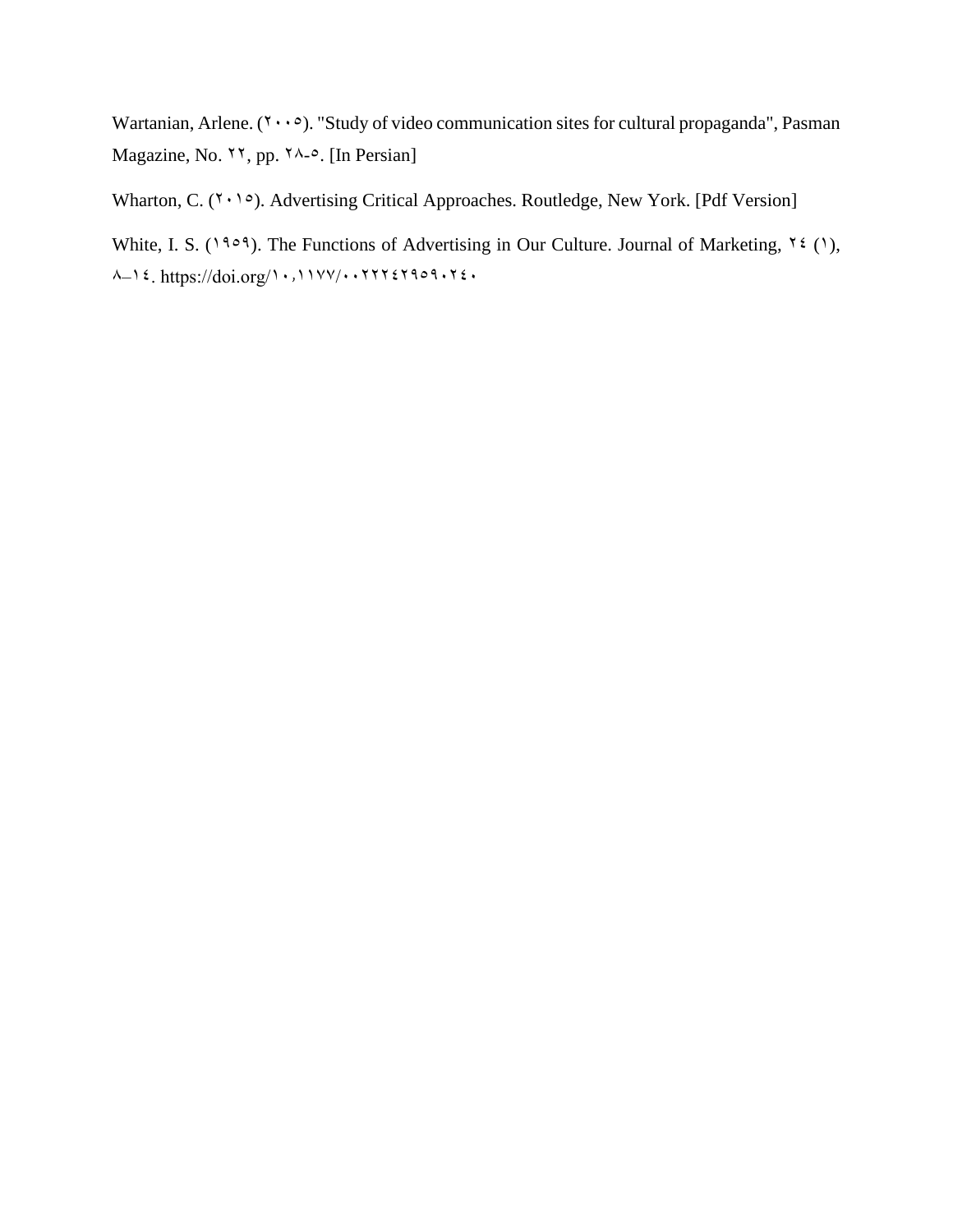Wartanian, Arlene. (۲۰۰۵). "Study of video communication sites for cultural propaganda", Pasman Magazine, No. ۲۲, pp. ۲۸-۵. [In Persian]

Wharton, C. (۲۰۱۵). Advertising Critical Approaches. Routledge, New York. [Pdf Version]

White, I. S. (۱۹۵۹). The Functions of Advertising in Our Culture. Journal of Marketing, ۲٤ (۱), ۸–۱٤. https://doi.org/۱۰,۱۱۷۷/۰۰۲۲۲٤۲۹۵۹۰۲٤۰